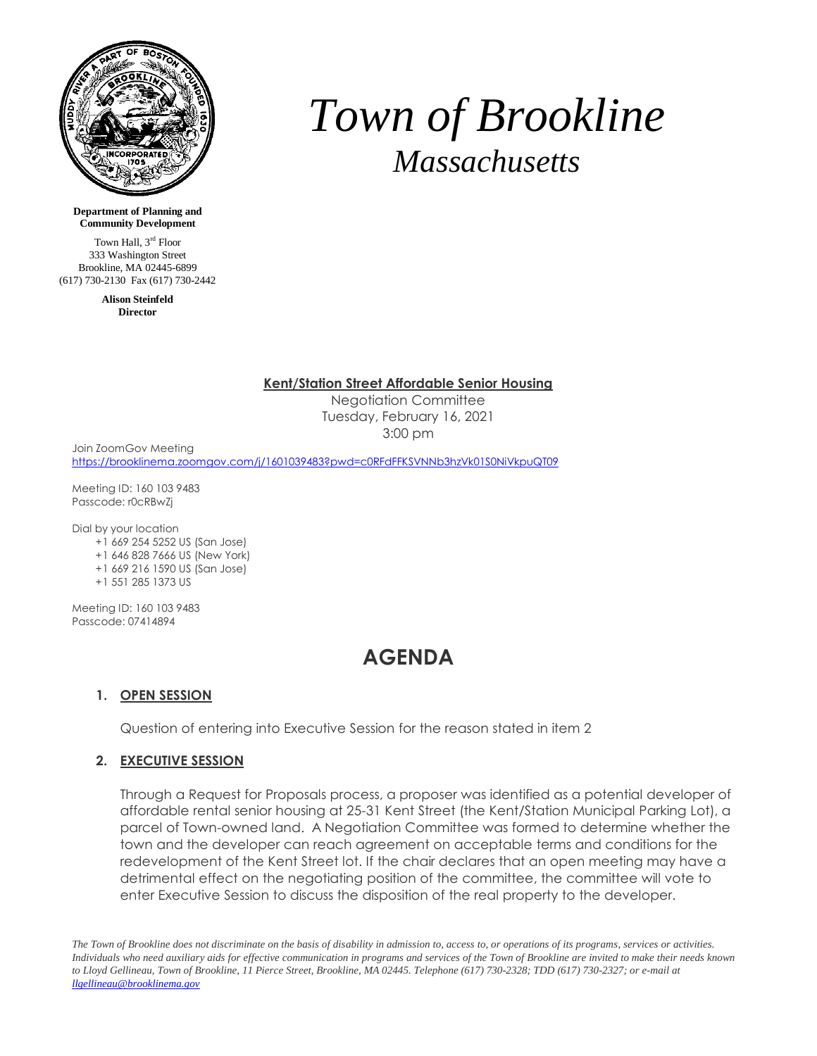# *Town of Brookline*
## *Massachusetts*

**Department of Planning and Community Development**

Town Hall, 3rd Floor
333 Washington Street
Brookline, MA 02445-6899
(617) 730-2130 Fax (617) 730-2442

**Alison Steinfeld**
**Director**

**Kent/Station Street Affordable Senior Housing**

Negotiation Committee
Tuesday, February 16, 2021
3:00 pm

Join ZoomGov Meeting
https://brooklinema.zoomgov.com/j/1601039483?pwd=c0RFdFFKSVNNb3hzVk01S0NiVkpuQT09

Meeting ID: 160 103 9483
Passcode: r0cRBwZj

Dial by your location
+1 669 254 5252 US (San Jose)
+1 646 828 7666 US (New York)
+1 669 216 1590 US (San Jose)
+1 551 285 1373 US

Meeting ID: 160 103 9483
Passcode: 07414894

# AGENDA

1. **OPEN SESSION**

   Question of entering into Executive Session for the reason stated in item 2

2. **EXECUTIVE SESSION**

   Through a Request for Proposals process, a proposer was identified as a potential developer of affordable rental senior housing at 25-31 Kent Street (the Kent/Station Municipal Parking Lot), a parcel of Town-owned land. A Negotiation Committee was formed to determine whether the town and the developer can reach agreement on acceptable terms and conditions for the redevelopment of the Kent Street lot. If the chair declares that an open meeting may have a detrimental effect on the negotiating position of the committee, the committee will vote to enter Executive Session to discuss the disposition of the real property to the developer.

*The Town of Brookline does not discriminate on the basis of disability in admission to, access to, or operations of its programs, services or activities. Individuals who need auxiliary aids for effective communication in programs and services of the Town of Brookline are invited to make their needs known to Lloyd Gellineau, Town of Brookline, 11 Pierce Street, Brookline, MA 02445. Telephone (617) 730-2328; TDD (617) 730-2327; or e-mail at llgellineau@brooklinema.gov*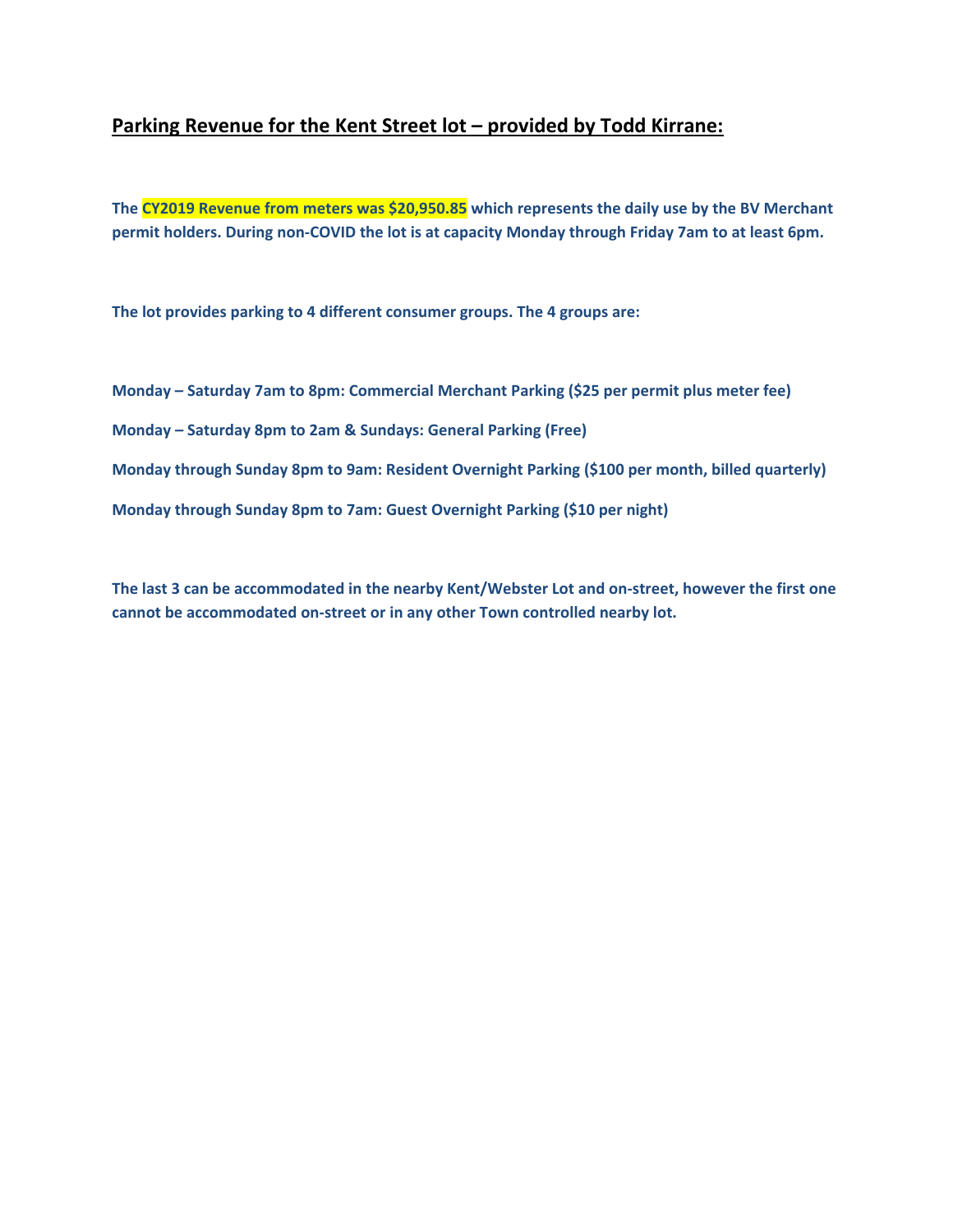## Parking Revenue for the Kent Street lot – provided by Todd Kirrane:

**The CY2019 Revenue from meters was $20,950.85 which represents the daily use by the BV Merchant permit holders. During non-COVID the lot is at capacity Monday through Friday 7am to at least 6pm.**

**The lot provides parking to 4 different consumer groups. The 4 groups are:**

**Monday – Saturday 7am to 8pm: Commercial Merchant Parking ($25 per permit plus meter fee)**

**Monday – Saturday 8pm to 2am & Sundays: General Parking (Free)**

**Monday through Sunday 8pm to 9am: Resident Overnight Parking ($100 per month, billed quarterly)**

**Monday through Sunday 8pm to 7am: Guest Overnight Parking ($10 per night)**

**The last 3 can be accommodated in the nearby Kent/Webster Lot and on-street, however the first one cannot be accommodated on-street or in any other Town controlled nearby lot.**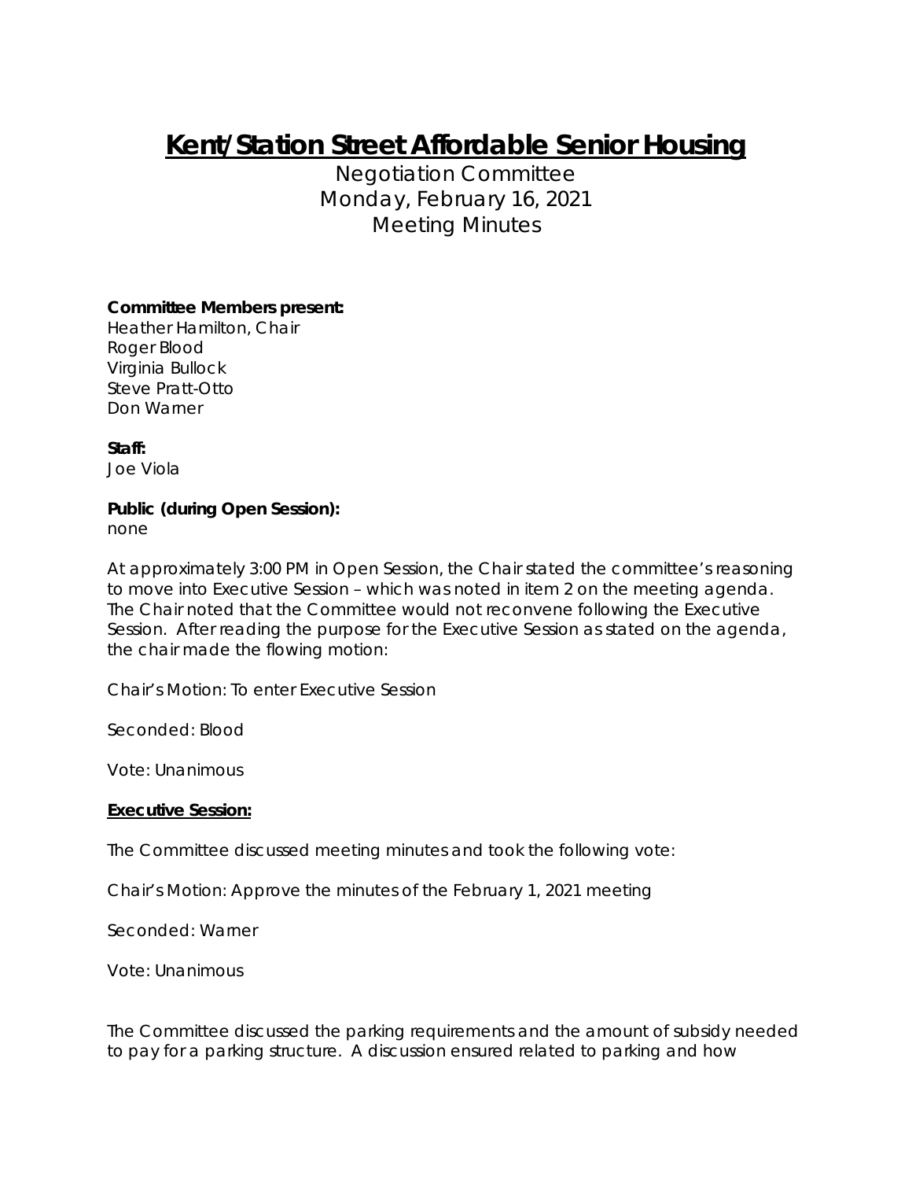# **Kent/Station Street Affordable Senior Housing**

Negotiation Committee
Monday, February 16, 2021
Meeting Minutes

**Committee Members present:**
Heather Hamilton, Chair
Roger Blood
Virginia Bullock
Steve Pratt-Otto
Don Warner

**Staff:**
Joe Viola

**Public (during Open Session):**
none

At approximately 3:00 PM in Open Session, the Chair stated the committee's reasoning to move into Executive Session – which was noted in item 2 on the meeting agenda. The Chair noted that the Committee would not reconvene following the Executive Session. After reading the purpose for the Executive Session as stated on the agenda, the chair made the flowing motion:

Chair's Motion: To enter Executive Session

Seconded: Blood

Vote: Unanimous

**Executive Session:**

The Committee discussed meeting minutes and took the following vote:

Chair's Motion: Approve the minutes of the February 1, 2021 meeting

Seconded: Warner

Vote: Unanimous

The Committee discussed the parking requirements and the amount of subsidy needed to pay for a parking structure. A discussion ensured related to parking and how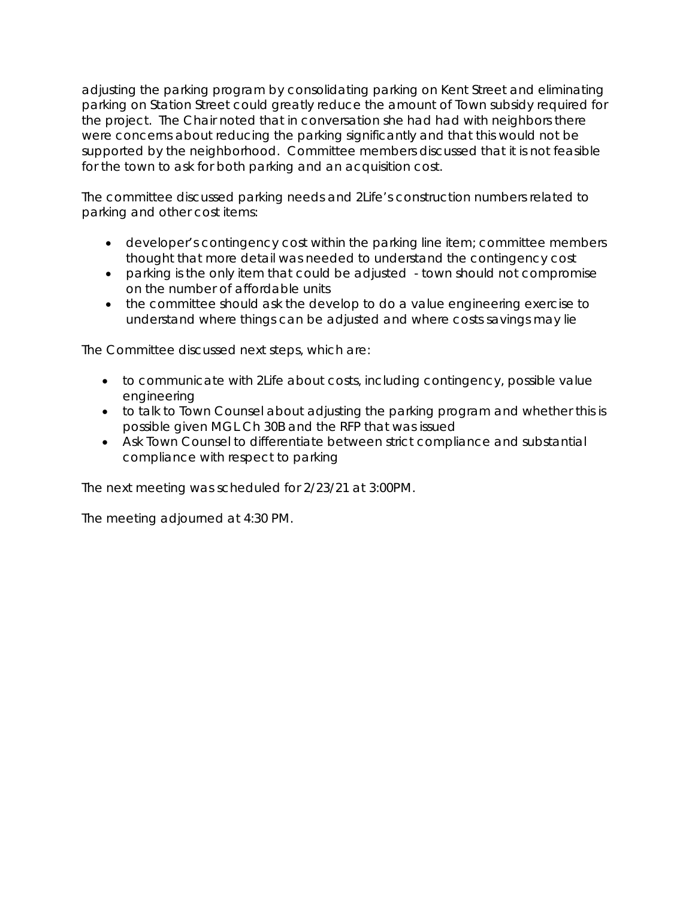adjusting the parking program by consolidating parking on Kent Street and eliminating parking on Station Street could greatly reduce the amount of Town subsidy required for the project. The Chair noted that in conversation she had had with neighbors there were concerns about reducing the parking significantly and that this would not be supported by the neighborhood. Committee members discussed that it is not feasible for the town to ask for both parking and an acquisition cost.

The committee discussed parking needs and 2Life's construction numbers related to parking and other cost items:

- developer's contingency cost within the parking line item; committee members thought that more detail was needed to understand the contingency cost
- parking is the only item that could be adjusted - town should not compromise on the number of affordable units
- the committee should ask the develop to do a value engineering exercise to understand where things can be adjusted and where costs savings may lie

The Committee discussed next steps, which are:

- to communicate with 2Life about costs, including contingency, possible value engineering
- to talk to Town Counsel about adjusting the parking program and whether this is possible given MGL Ch 30B and the RFP that was issued
- Ask Town Counsel to differentiate between strict compliance and substantial compliance with respect to parking

The next meeting was scheduled for 2/23/21 at 3:00PM.

The meeting adjourned at 4:30 PM.